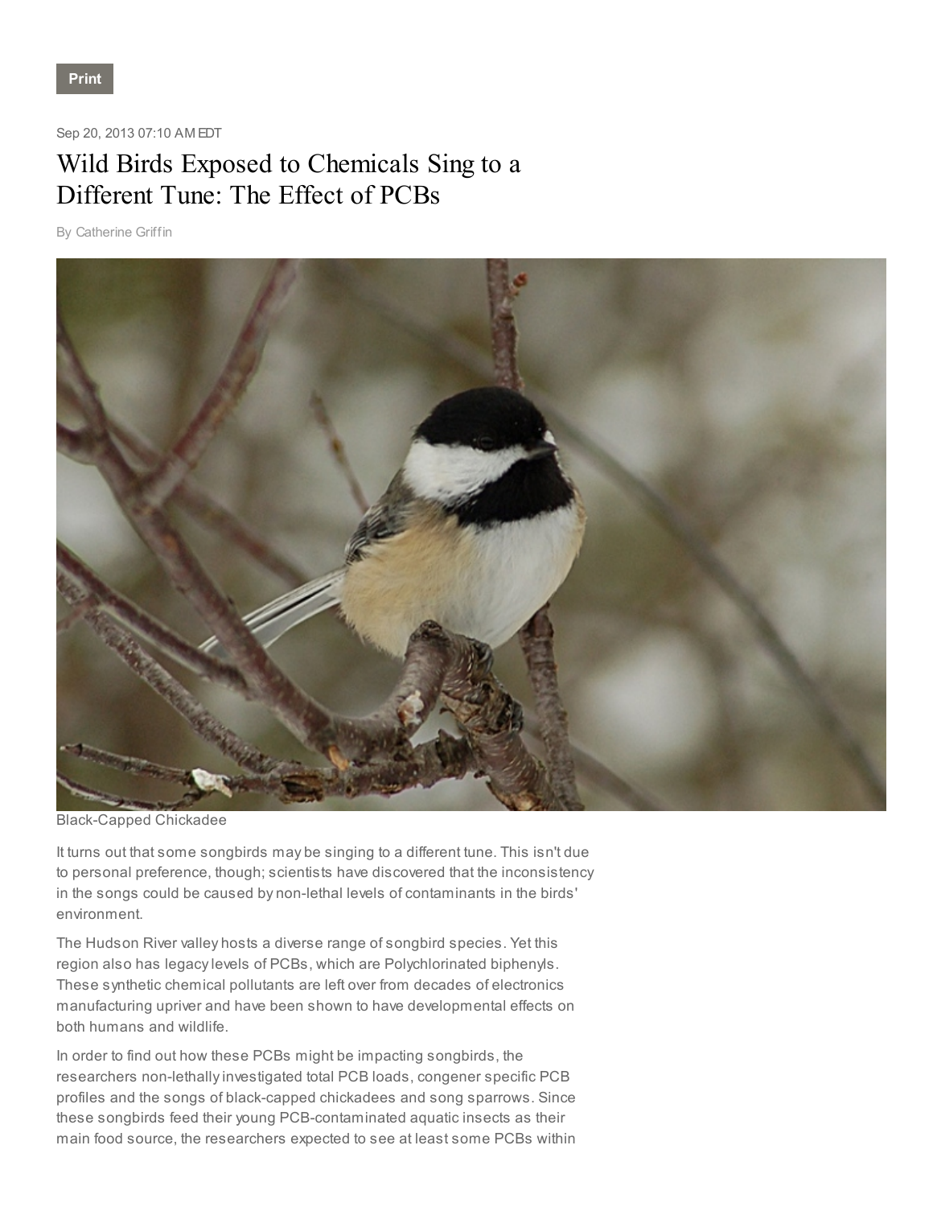Print

Sep 20, 2013 07:10 AM EDT

# Wild Birds Exposed to Chemicals Sing to a Different Tune: The Effect of PCBs

By Catherine Griffin

Black-Capped Chickadee

It turns out that some songbirds may be singing to a different tune. This isn't due to personal preference, though; scientists have discovered that the inconsistency in the songs could be caused by non-lethal levels of contaminants in the birds' environment.

The Hudson River valley hosts a diverse range of songbird species. Yet this region also has legacy levels of PCBs, which are Polychlorinated biphenyls. These synthetic chemical pollutants are left over from decades of electronics manufacturing upriver and have been shown to have developmental effects on both humans and wildlife.

In order to find out how these PCBs might be impacting songbirds, the researchers non-lethally investigated total PCB loads, congener specific PCB profiles and the songs of black-capped chickadees and song sparrows. Since these songbirds feed their young PCB-contaminated aquatic insects as their main food source, the researchers expected to see at least some PCBs within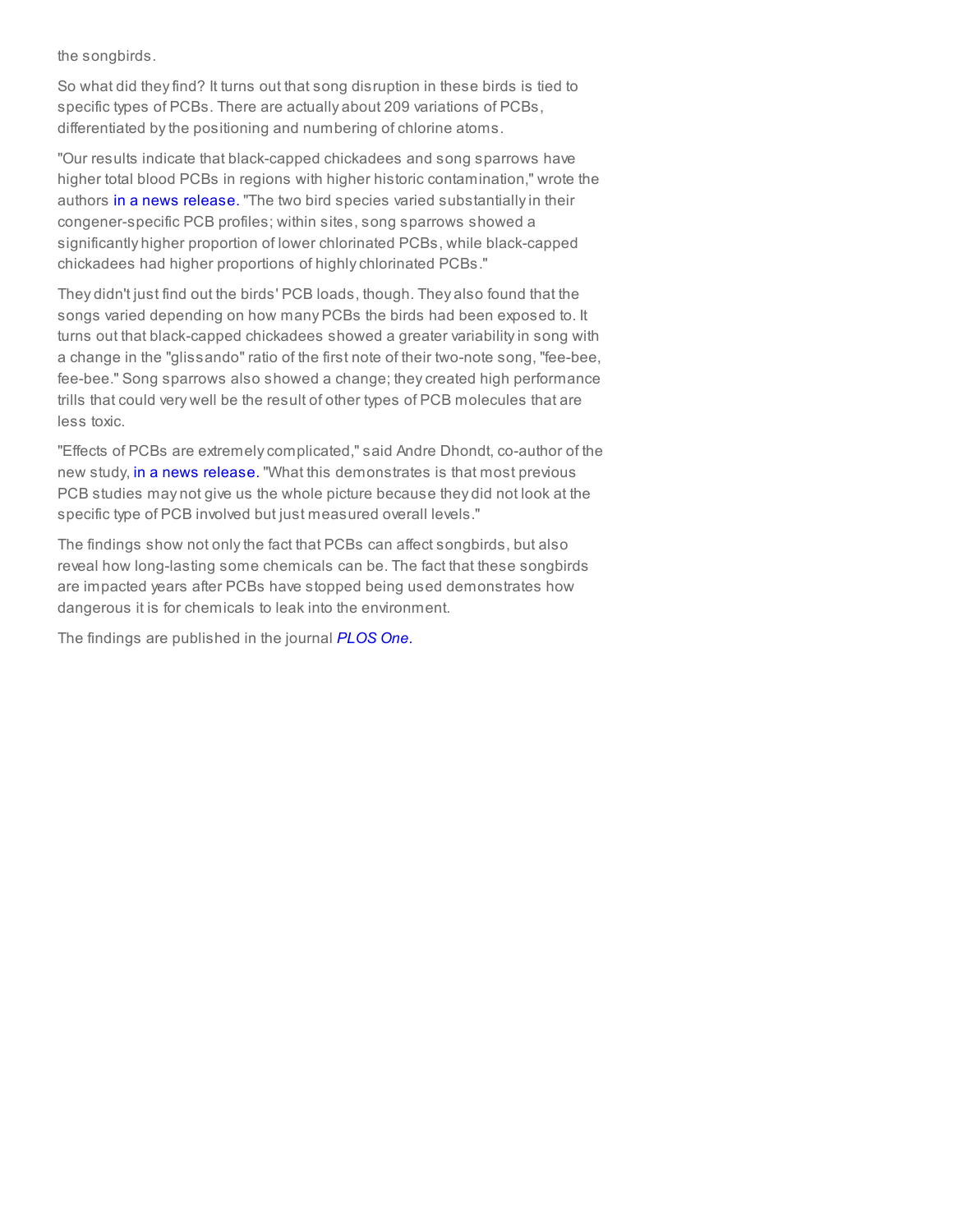the songbirds.

So what did they find? It turns out that song disruption in these birds is tied to specific types of PCBs. There are actually about 209 variations of PCBs, differentiated by the positioning and numbering of chlorine atoms.

"Our results indicate that black-capped chickadees and song sparrows have higher total blood PCBs in regions with higher historic contamination," wrote the authors in a news release. "The two bird species varied substantially in their congener-specific PCB profiles; within sites, song sparrows showed a significantly higher proportion of lower chlorinated PCBs, while black-capped chickadees had higher proportions of highly chlorinated PCBs."

They didn't just find out the birds' PCB loads, though. They also found that the songs varied depending on how many PCBs the birds had been exposed to. It turns out that black-capped chickadees showed a greater variability in song with a change in the "glissando" ratio of the first note of their two-note song, "fee-bee, fee-bee." Song sparrows also showed a change; they created high performance trills that could very well be the result of other types of PCB molecules that are less toxic.

"Effects of PCBs are extremely complicated," said Andre Dhondt, co-author of the new study, in a news release. "What this demonstrates is that most previous PCB studies may not give us the whole picture because they did not look at the specific type of PCB involved but just measured overall levels."

The findings show not only the fact that PCBs can affect songbirds, but also reveal how long-lasting some chemicals can be. The fact that these songbirds are impacted years after PCBs have stopped being used demonstrates how dangerous it is for chemicals to leak into the environment.

The findings are published in the journal *PLOS One*.